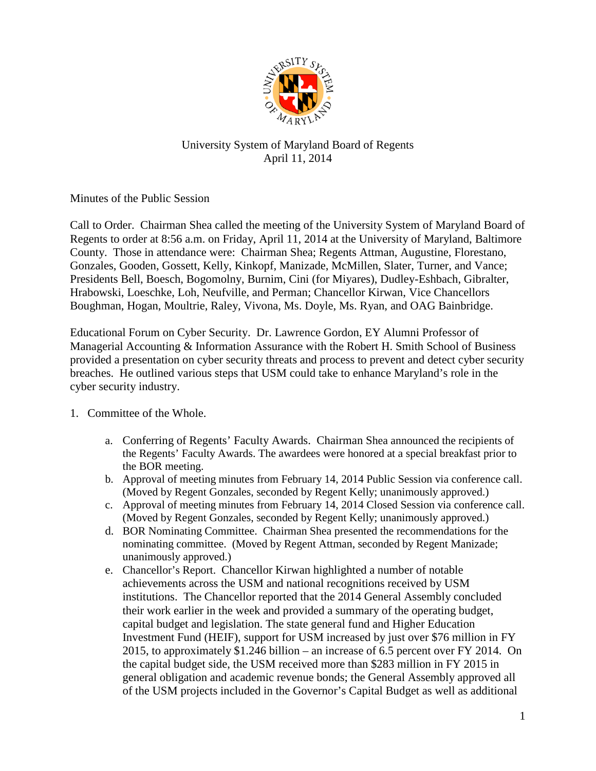University System of Maryland Board of Regents
April 11, 2014

Minutes of the Public Session

Call to Order. Chairman Shea called the meeting of the University System of Maryland Board of Regents to order at 8:56 a.m. on Friday, April 11, 2014 at the University of Maryland, Baltimore County. Those in attendance were: Chairman Shea; Regents Attman, Augustine, Florestano, Gonzales, Gooden, Gossett, Kelly, Kinkopf, Manizade, McMillen, Slater, Turner, and Vance; Presidents Bell, Boesch, Bogomolny, Burnim, Cini (for Miyares), Dudley-Eshbach, Gibralter, Hrabowski, Loeschke, Loh, Neufville, and Perman; Chancellor Kirwan, Vice Chancellors Boughman, Hogan, Moultrie, Raley, Vivona, Ms. Doyle, Ms. Ryan, and OAG Bainbridge.

Educational Forum on Cyber Security. Dr. Lawrence Gordon, EY Alumni Professor of Managerial Accounting & Information Assurance with the Robert H. Smith School of Business provided a presentation on cyber security threats and process to prevent and detect cyber security breaches. He outlined various steps that USM could take to enhance Maryland's role in the cyber security industry.

1. Committee of the Whole.

   a. Conferring of Regents' Faculty Awards. Chairman Shea announced the recipients of the Regents' Faculty Awards. The awardees were honored at a special breakfast prior to the BOR meeting.
   b. Approval of meeting minutes from February 14, 2014 Public Session via conference call. (Moved by Regent Gonzales, seconded by Regent Kelly; unanimously approved.)
   c. Approval of meeting minutes from February 14, 2014 Closed Session via conference call. (Moved by Regent Gonzales, seconded by Regent Kelly; unanimously approved.)
   d. BOR Nominating Committee. Chairman Shea presented the recommendations for the nominating committee. (Moved by Regent Attman, seconded by Regent Manizade; unanimously approved.)
   e. Chancellor's Report. Chancellor Kirwan highlighted a number of notable achievements across the USM and national recognitions received by USM institutions. The Chancellor reported that the 2014 General Assembly concluded their work earlier in the week and provided a summary of the operating budget, capital budget and legislation. The state general fund and Higher Education Investment Fund (HEIF), support for USM increased by just over $76 million in FY 2015, to approximately $1.246 billion – an increase of 6.5 percent over FY 2014. On the capital budget side, the USM received more than $283 million in FY 2015 in general obligation and academic revenue bonds; the General Assembly approved all of the USM projects included in the Governor's Capital Budget as well as additional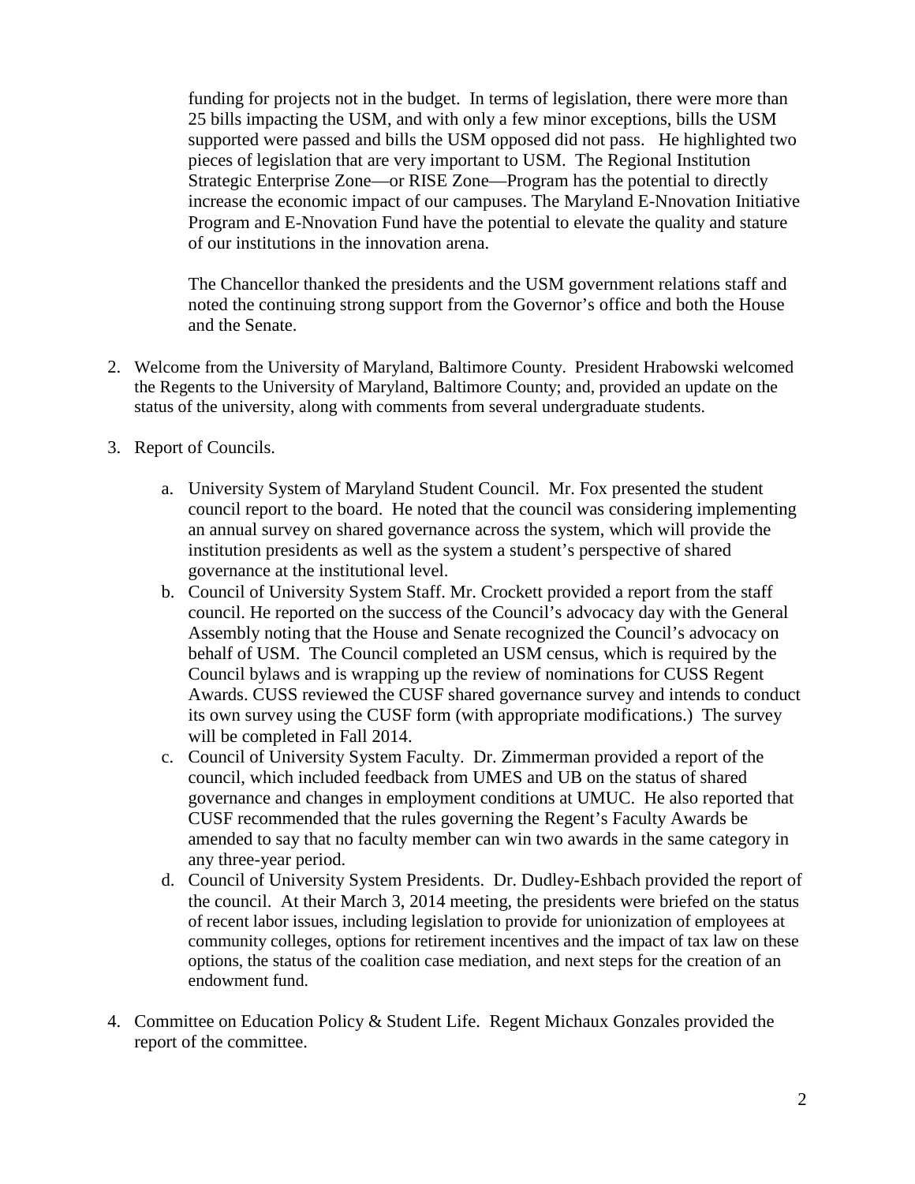funding for projects not in the budget. In terms of legislation, there were more than 25 bills impacting the USM, and with only a few minor exceptions, bills the USM supported were passed and bills the USM opposed did not pass. He highlighted two pieces of legislation that are very important to USM. The Regional Institution Strategic Enterprise Zone—or RISE Zone—Program has the potential to directly increase the economic impact of our campuses. The Maryland E-Nnovation Initiative Program and E-Nnovation Fund have the potential to elevate the quality and stature of our institutions in the innovation arena.

The Chancellor thanked the presidents and the USM government relations staff and noted the continuing strong support from the Governor's office and both the House and the Senate.

2. Welcome from the University of Maryland, Baltimore County. President Hrabowski welcomed the Regents to the University of Maryland, Baltimore County; and, provided an update on the status of the university, along with comments from several undergraduate students.

3. Report of Councils.

   a. University System of Maryland Student Council. Mr. Fox presented the student council report to the board. He noted that the council was considering implementing an annual survey on shared governance across the system, which will provide the institution presidents as well as the system a student's perspective of shared governance at the institutional level.
   b. Council of University System Staff. Mr. Crockett provided a report from the staff council. He reported on the success of the Council's advocacy day with the General Assembly noting that the House and Senate recognized the Council's advocacy on behalf of USM. The Council completed an USM census, which is required by the Council bylaws and is wrapping up the review of nominations for CUSS Regent Awards. CUSS reviewed the CUSF shared governance survey and intends to conduct its own survey using the CUSF form (with appropriate modifications.) The survey will be completed in Fall 2014.
   c. Council of University System Faculty. Dr. Zimmerman provided a report of the council, which included feedback from UMES and UB on the status of shared governance and changes in employment conditions at UMUC. He also reported that CUSF recommended that the rules governing the Regent's Faculty Awards be amended to say that no faculty member can win two awards in the same category in any three-year period.
   d. Council of University System Presidents. Dr. Dudley-Eshbach provided the report of the council. At their March 3, 2014 meeting, the presidents were briefed on the status of recent labor issues, including legislation to provide for unionization of employees at community colleges, options for retirement incentives and the impact of tax law on these options, the status of the coalition case mediation, and next steps for the creation of an endowment fund.

4. Committee on Education Policy & Student Life. Regent Michaux Gonzales provided the report of the committee.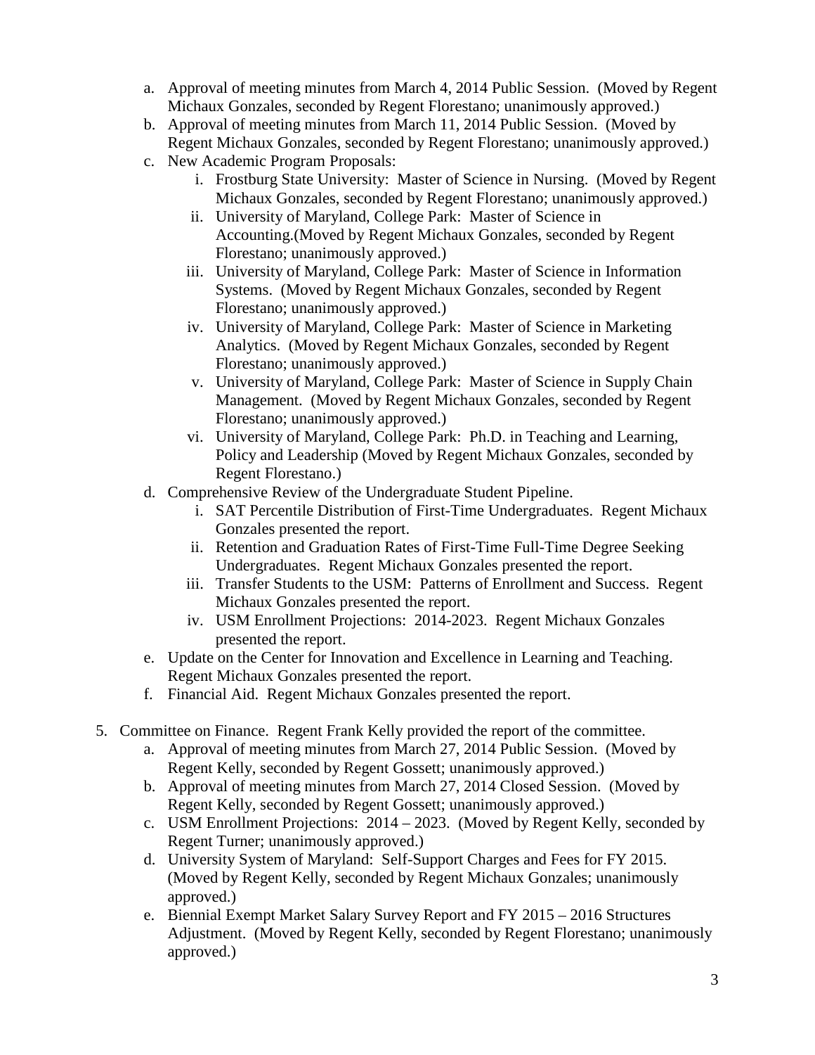a. Approval of meeting minutes from March 4, 2014 Public Session. (Moved by Regent Michaux Gonzales, seconded by Regent Florestano; unanimously approved.)
b. Approval of meeting minutes from March 11, 2014 Public Session. (Moved by Regent Michaux Gonzales, seconded by Regent Florestano; unanimously approved.)
c. New Academic Program Proposals:
   i. Frostburg State University: Master of Science in Nursing. (Moved by Regent Michaux Gonzales, seconded by Regent Florestano; unanimously approved.)
   ii. University of Maryland, College Park: Master of Science in Accounting.(Moved by Regent Michaux Gonzales, seconded by Regent Florestano; unanimously approved.)
   iii. University of Maryland, College Park: Master of Science in Information Systems. (Moved by Regent Michaux Gonzales, seconded by Regent Florestano; unanimously approved.)
   iv. University of Maryland, College Park: Master of Science in Marketing Analytics. (Moved by Regent Michaux Gonzales, seconded by Regent Florestano; unanimously approved.)
   v. University of Maryland, College Park: Master of Science in Supply Chain Management. (Moved by Regent Michaux Gonzales, seconded by Regent Florestano; unanimously approved.)
   vi. University of Maryland, College Park: Ph.D. in Teaching and Learning, Policy and Leadership (Moved by Regent Michaux Gonzales, seconded by Regent Florestano.)
d. Comprehensive Review of the Undergraduate Student Pipeline.
   i. SAT Percentile Distribution of First-Time Undergraduates. Regent Michaux Gonzales presented the report.
   ii. Retention and Graduation Rates of First-Time Full-Time Degree Seeking Undergraduates. Regent Michaux Gonzales presented the report.
   iii. Transfer Students to the USM: Patterns of Enrollment and Success. Regent Michaux Gonzales presented the report.
   iv. USM Enrollment Projections: 2014-2023. Regent Michaux Gonzales presented the report.
e. Update on the Center for Innovation and Excellence in Learning and Teaching. Regent Michaux Gonzales presented the report.
f. Financial Aid. Regent Michaux Gonzales presented the report.

5. Committee on Finance. Regent Frank Kelly provided the report of the committee.
   a. Approval of meeting minutes from March 27, 2014 Public Session. (Moved by Regent Kelly, seconded by Regent Gossett; unanimously approved.)
   b. Approval of meeting minutes from March 27, 2014 Closed Session. (Moved by Regent Kelly, seconded by Regent Gossett; unanimously approved.)
   c. USM Enrollment Projections: 2014 – 2023. (Moved by Regent Kelly, seconded by Regent Turner; unanimously approved.)
   d. University System of Maryland: Self-Support Charges and Fees for FY 2015. (Moved by Regent Kelly, seconded by Regent Michaux Gonzales; unanimously approved.)
   e. Biennial Exempt Market Salary Survey Report and FY 2015 – 2016 Structures Adjustment. (Moved by Regent Kelly, seconded by Regent Florestano; unanimously approved.)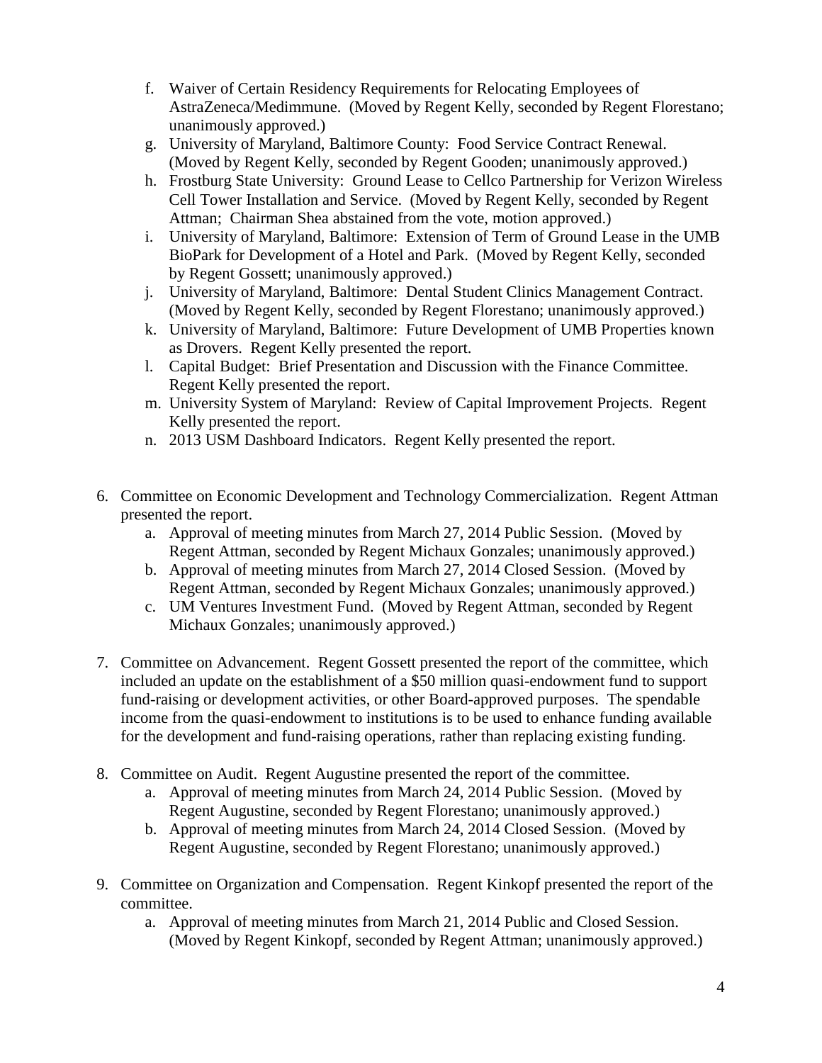f. Waiver of Certain Residency Requirements for Relocating Employees of AstraZeneca/Medimmune. (Moved by Regent Kelly, seconded by Regent Florestano; unanimously approved.)
   g. University of Maryland, Baltimore County: Food Service Contract Renewal. (Moved by Regent Kelly, seconded by Regent Gooden; unanimously approved.)
   h. Frostburg State University: Ground Lease to Cellco Partnership for Verizon Wireless Cell Tower Installation and Service. (Moved by Regent Kelly, seconded by Regent Attman; Chairman Shea abstained from the vote, motion approved.)
   i. University of Maryland, Baltimore: Extension of Term of Ground Lease in the UMB BioPark for Development of a Hotel and Park. (Moved by Regent Kelly, seconded by Regent Gossett; unanimously approved.)
   j. University of Maryland, Baltimore: Dental Student Clinics Management Contract. (Moved by Regent Kelly, seconded by Regent Florestano; unanimously approved.)
   k. University of Maryland, Baltimore: Future Development of UMB Properties known as Drovers. Regent Kelly presented the report.
   l. Capital Budget: Brief Presentation and Discussion with the Finance Committee. Regent Kelly presented the report.
   m. University System of Maryland: Review of Capital Improvement Projects. Regent Kelly presented the report.
   n. 2013 USM Dashboard Indicators. Regent Kelly presented the report.

6. Committee on Economic Development and Technology Commercialization. Regent Attman presented the report.
   a. Approval of meeting minutes from March 27, 2014 Public Session. (Moved by Regent Attman, seconded by Regent Michaux Gonzales; unanimously approved.)
   b. Approval of meeting minutes from March 27, 2014 Closed Session. (Moved by Regent Attman, seconded by Regent Michaux Gonzales; unanimously approved.)
   c. UM Ventures Investment Fund. (Moved by Regent Attman, seconded by Regent Michaux Gonzales; unanimously approved.)

7. Committee on Advancement. Regent Gossett presented the report of the committee, which included an update on the establishment of a $50 million quasi-endowment fund to support fund-raising or development activities, or other Board-approved purposes. The spendable income from the quasi-endowment to institutions is to be used to enhance funding available for the development and fund-raising operations, rather than replacing existing funding.

8. Committee on Audit. Regent Augustine presented the report of the committee.
   a. Approval of meeting minutes from March 24, 2014 Public Session. (Moved by Regent Augustine, seconded by Regent Florestano; unanimously approved.)
   b. Approval of meeting minutes from March 24, 2014 Closed Session. (Moved by Regent Augustine, seconded by Regent Florestano; unanimously approved.)

9. Committee on Organization and Compensation. Regent Kinkopf presented the report of the committee.
   a. Approval of meeting minutes from March 21, 2014 Public and Closed Session. (Moved by Regent Kinkopf, seconded by Regent Attman; unanimously approved.)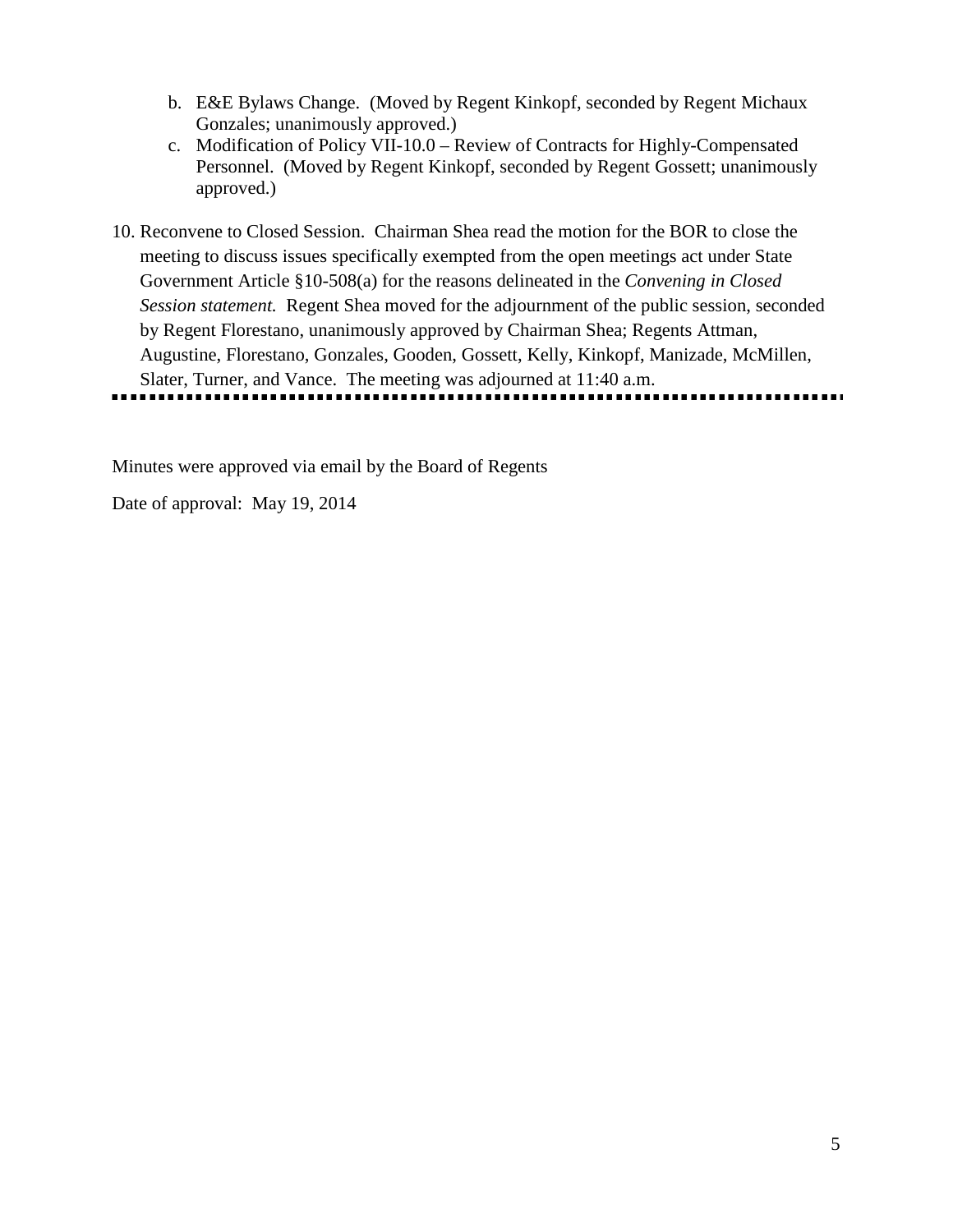b. E&E Bylaws Change. (Moved by Regent Kinkopf, seconded by Regent Michaux Gonzales; unanimously approved.)
c. Modification of Policy VII-10.0 – Review of Contracts for Highly-Compensated Personnel. (Moved by Regent Kinkopf, seconded by Regent Gossett; unanimously approved.)

10. Reconvene to Closed Session. Chairman Shea read the motion for the BOR to close the meeting to discuss issues specifically exempted from the open meetings act under State Government Article §10-508(a) for the reasons delineated in the *Convening in Closed Session statement.* Regent Shea moved for the adjournment of the public session, seconded by Regent Florestano, unanimously approved by Chairman Shea; Regents Attman, Augustine, Florestano, Gonzales, Gooden, Gossett, Kelly, Kinkopf, Manizade, McMillen, Slater, Turner, and Vance. The meeting was adjourned at 11:40 a.m.

---

Minutes were approved via email by the Board of Regents

Date of approval: May 19, 2014